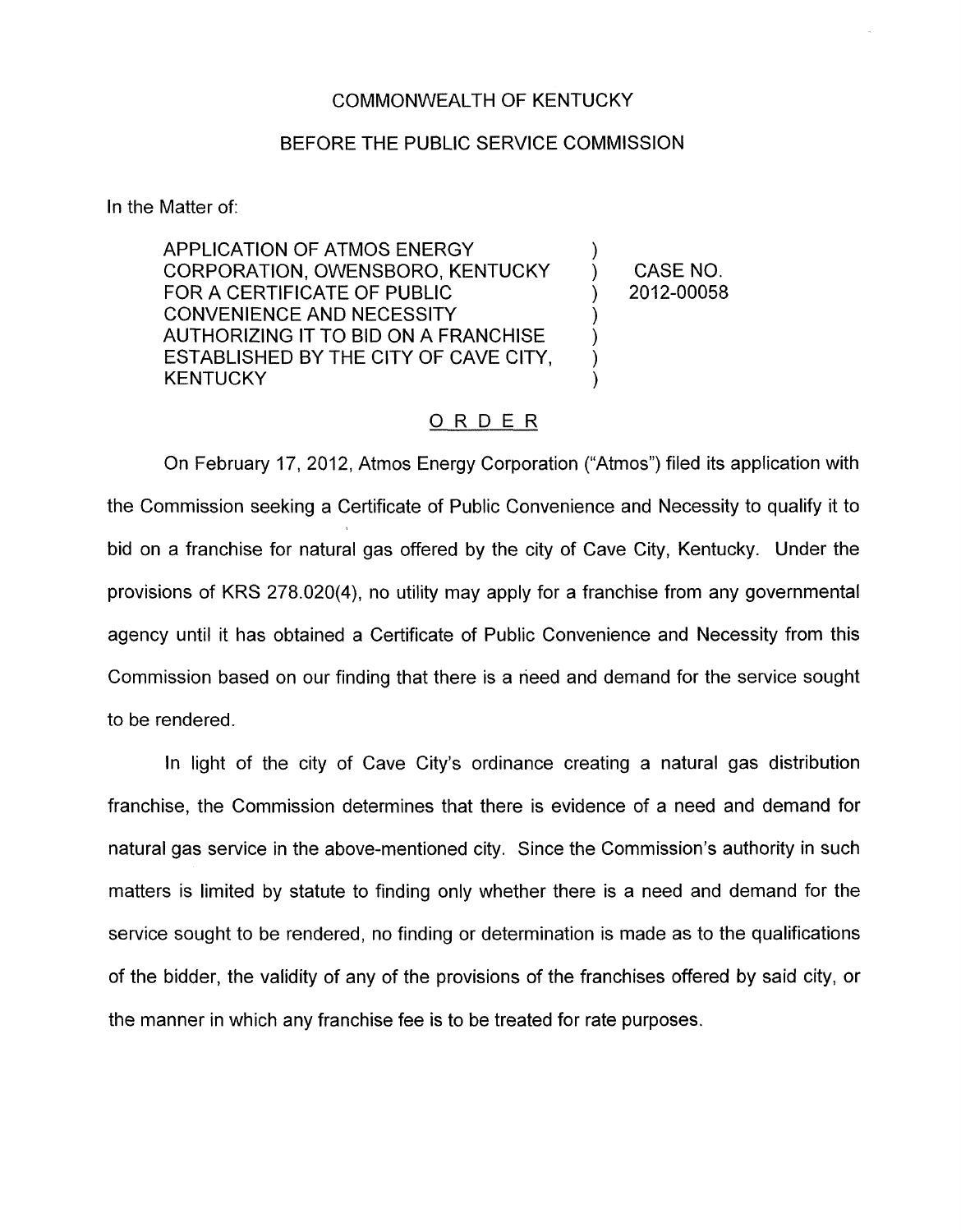COMMONWEALTH OF KENTUCKY

BEFORE THE PUBLIC SERVICE COMMISSION

In the Matter of:

| | | |
|---|---|---|
| APPLICATION OF ATMOS ENERGY CORPORATION, OWENSBORO, KENTUCKY FOR A CERTIFICATE OF PUBLIC CONVENIENCE AND NECESSITY AUTHORIZING IT TO BID ON A FRANCHISE ESTABLISHED BY THE CITY OF CAVE CITY, KENTUCKY | ) | CASE NO. 2012-00058 |

## ORDER

On February 17, 2012, Atmos Energy Corporation ("Atmos") filed its application with the Commission seeking a Certificate of Public Convenience and Necessity to qualify it to bid on a franchise for natural gas offered by the city of Cave City, Kentucky. Under the provisions of KRS 278.020(4), no utility may apply for a franchise from any governmental agency until it has obtained a Certificate of Public Convenience and Necessity from this Commission based on our finding that there is a need and demand for the service sought to be rendered.

In light of the city of Cave City's ordinance creating a natural gas distribution franchise, the Commission determines that there is evidence of a need and demand for natural gas service in the above-mentioned city. Since the Commission's authority in such matters is limited by statute to finding only whether there is a need and demand for the service sought to be rendered, no finding or determination is made as to the qualifications of the bidder, the validity of any of the provisions of the franchises offered by said city, or the manner in which any franchise fee is to be treated for rate purposes.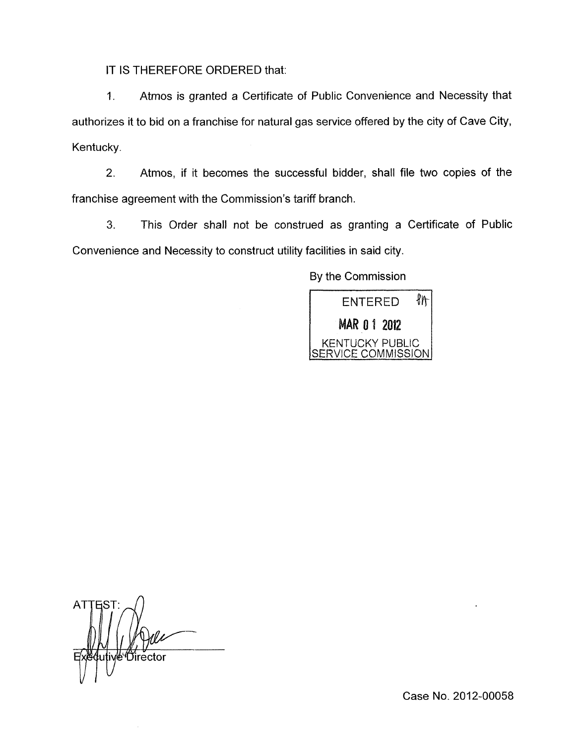IT IS THEREFORE ORDERED that:

1. Atmos is granted a Certificate of Public Convenience and Necessity that authorizes it to bid on a franchise for natural gas service offered by the city of Cave City, Kentucky.

2. Atmos, if it becomes the successful bidder, shall file two copies of the franchise agreement with the Commission's tariff branch.

3. This Order shall not be construed as granting a Certificate of Public Convenience and Necessity to construct utility facilities in said city.

By the Commission

ENTERED
MAR 01 2012
KENTUCKY PUBLIC SERVICE COMMISSION

ATTEST:

Executive Director

Case No. 2012-00058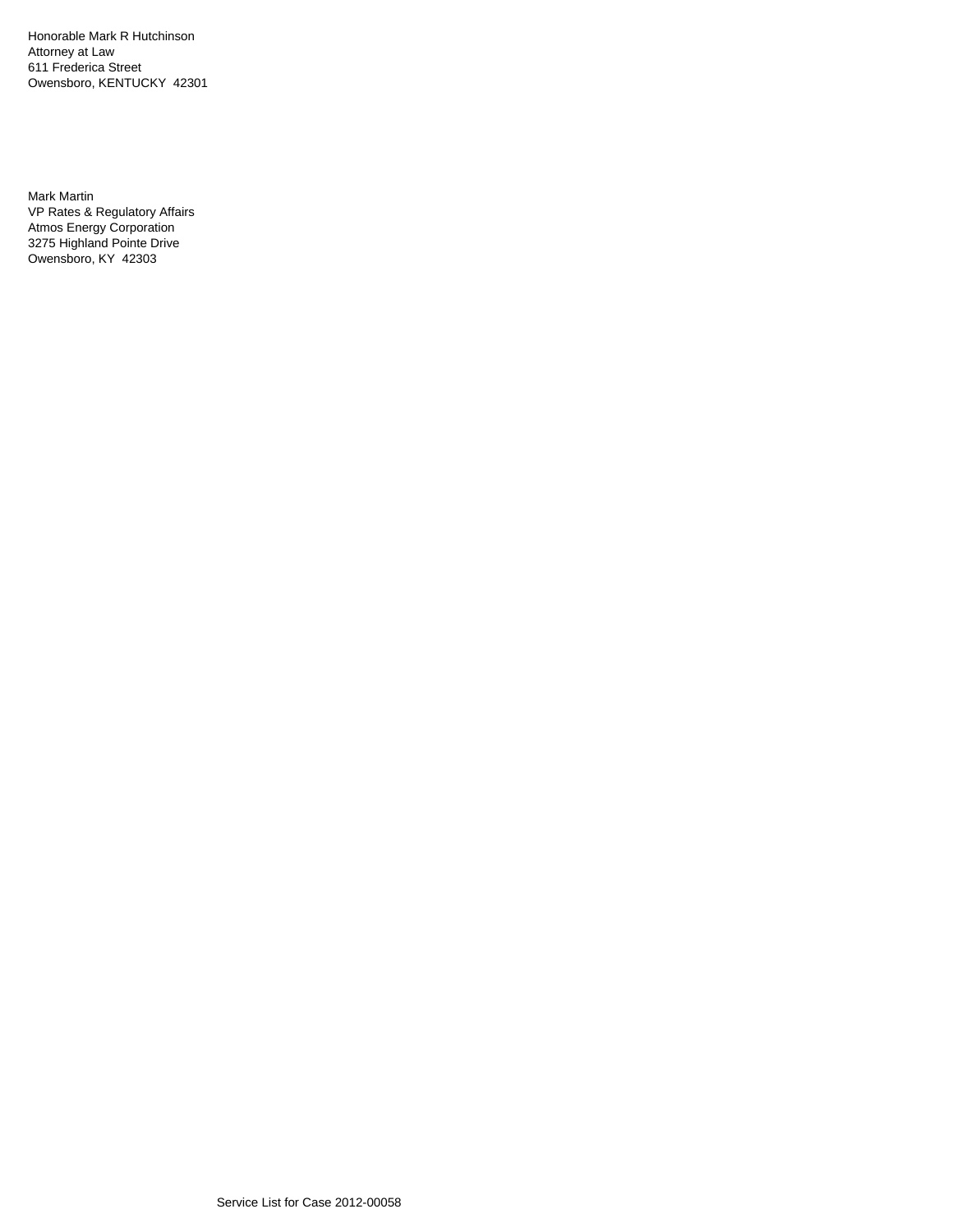Honorable Mark R Hutchinson
Attorney at Law
611 Frederica Street
Owensboro, KENTUCKY 42301

Mark Martin
VP Rates & Regulatory Affairs
Atmos Energy Corporation
3275 Highland Pointe Drive
Owensboro, KY 42303

Service List for Case 2012-00058